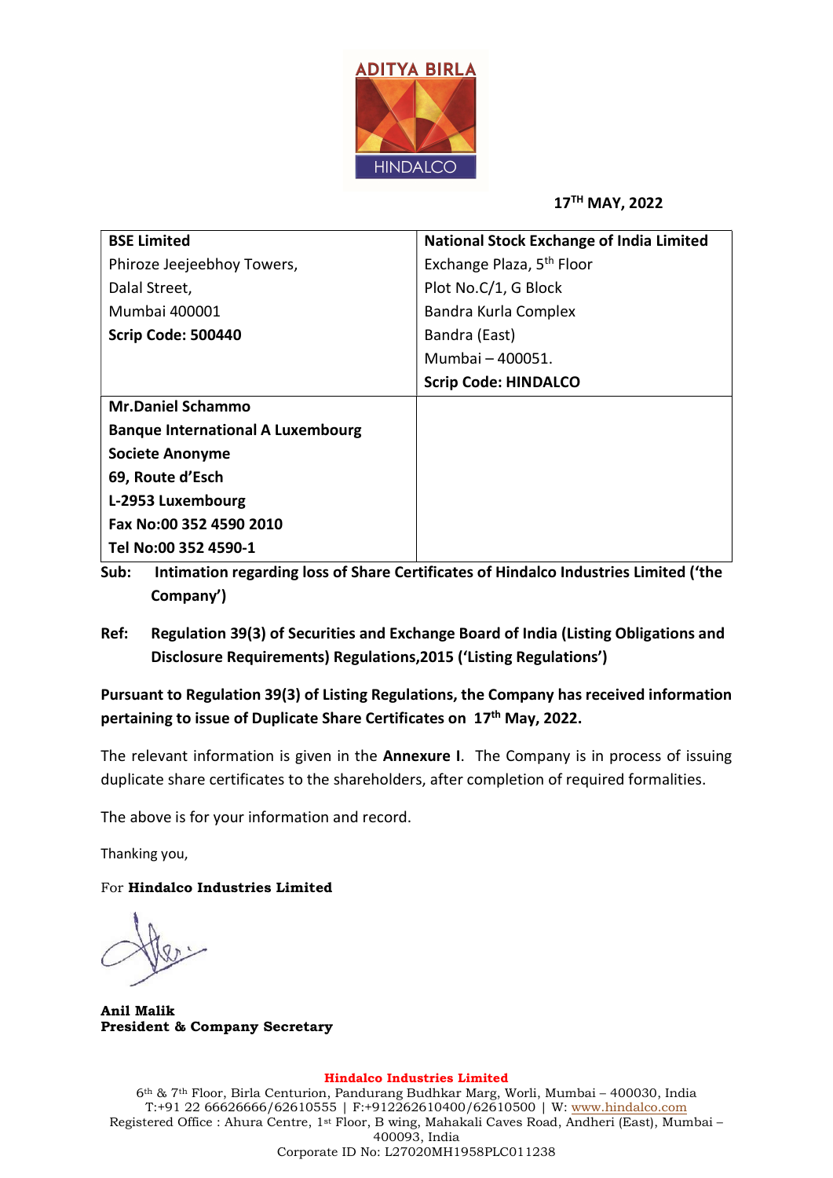ADITYA BIRLA
HINDALCO

**17[TH] MAY, 2022**

| **BSE Limited**<br>Phiroze Jeejeebhoy Towers,<br>Dalal Street,<br>Mumbai 400001<br>**Scrip Code: 500440** | **National Stock Exchange of India Limited**<br>Exchange Plaza, 5th Floor<br>Plot No.C/1, G Block<br>Bandra Kurla Complex<br>Bandra (East)<br>Mumbai – 400051.<br>**Scrip Code: HINDALCO** |
|---|---|
| **Mr.Daniel Schammo**<br>**Banque International A Luxembourg**<br>**Societe Anonyme**<br>**69, Route d'Esch**<br>**L-2953 Luxembourg**<br>**Fax No:00 352 4590 2010**<br>**Tel No:00 352 4590-1** | |

**Sub: Intimation regarding loss of Share Certificates of Hindalco Industries Limited ('the Company')**

**Ref: Regulation 39(3) of Securities and Exchange Board of India (Listing Obligations and Disclosure Requirements) Regulations,2015 ('Listing Regulations')**

**Pursuant to Regulation 39(3) of Listing Regulations, the Company has received information pertaining to issue of Duplicate Share Certificates on 17th May, 2022.**

The relevant information is given in the **Annexure I**. The Company is in process of issuing duplicate share certificates to the shareholders, after completion of required formalities.

The above is for your information and record.

Thanking you,

For **Hindalco Industries Limited**

**Anil Malik**
**President & Company Secretary**

**Hindalco Industries Limited**
6th & 7th Floor, Birla Centurion, Pandurang Budhkar Marg, Worli, Mumbai – 400030, India
T:+91 22 66626666/62610555 | F:+912262610400/62610500 | W: www.hindalco.com
Registered Office : Ahura Centre, 1st Floor, B wing, Mahakali Caves Road, Andheri (East), Mumbai – 400093, India
Corporate ID No: L27020MH1958PLC011238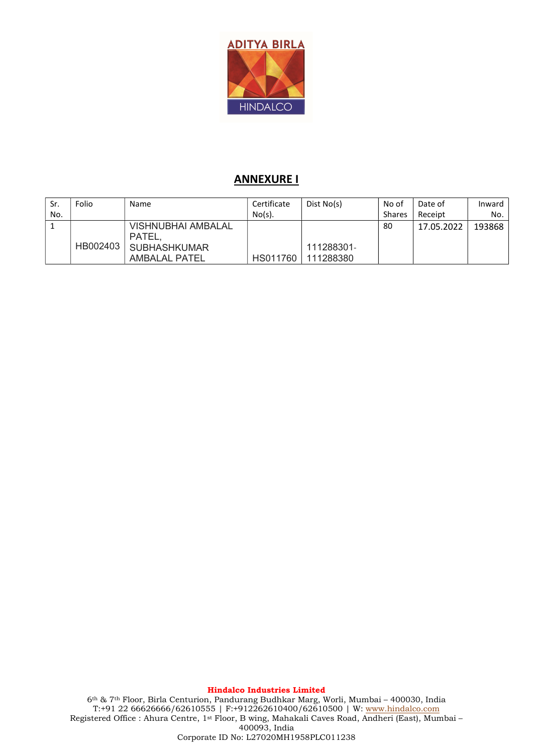## ANNEXURE I

| Sr. No. | Folio | Name | Certificate No(s). | Dist No(s) | No of Shares | Date of Receipt | Inward No. |
|---|---|---|---|---|---|---|---|
| 1 | HB002403 | VISHNUBHAI AMBALAL PATEL, SUBHASHKUMAR AMBALAL PATEL | HS011760 | 111288301-111288380 | 80 | 17.05.2022 | 193868 |

**Hindalco Industries Limited**
6th & 7th Floor, Birla Centurion, Pandurang Budhkar Marg, Worli, Mumbai – 400030, India
T:+91 22 66626666/62610555 | F:+912262610400/62610500 | W: www.hindalco.com
Registered Office : Ahura Centre, 1st Floor, B wing, Mahakali Caves Road, Andheri (East), Mumbai – 400093, India
Corporate ID No: L27020MH1958PLC011238